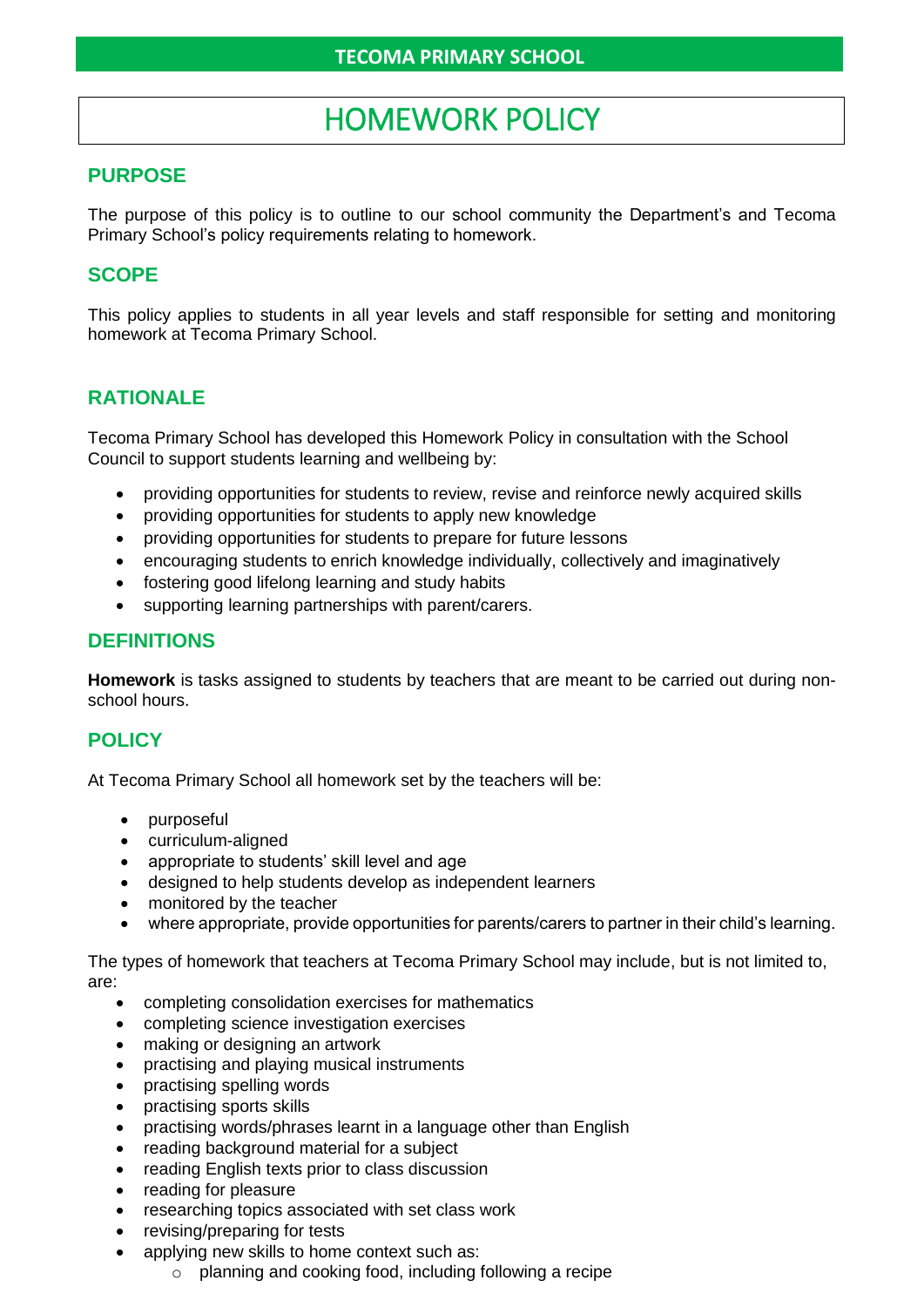TECOMA PRIMARY SCHOOL

# HOMEWORK POLICY

## PURPOSE

The purpose of this policy is to outline to our school community the Department's and Tecoma Primary School's policy requirements relating to homework.

## SCOPE

This policy applies to students in all year levels and staff responsible for setting and monitoring homework at Tecoma Primary School.

## RATIONALE

Tecoma Primary School has developed this Homework Policy in consultation with the School Council to support students learning and wellbeing by:

- providing opportunities for students to review, revise and reinforce newly acquired skills
- providing opportunities for students to apply new knowledge
- providing opportunities for students to prepare for future lessons
- encouraging students to enrich knowledge individually, collectively and imaginatively
- fostering good lifelong learning and study habits
- supporting learning partnerships with parent/carers.

## DEFINITIONS

**Homework** is tasks assigned to students by teachers that are meant to be carried out during non-school hours.

## POLICY

At Tecoma Primary School all homework set by the teachers will be:

- purposeful
- curriculum-aligned
- appropriate to students' skill level and age
- designed to help students develop as independent learners
- monitored by the teacher
- where appropriate, provide opportunities for parents/carers to partner in their child's learning.

The types of homework that teachers at Tecoma Primary School may include, but is not limited to, are:

- completing consolidation exercises for mathematics
- completing science investigation exercises
- making or designing an artwork
- practising and playing musical instruments
- practising spelling words
- practising sports skills
- practising words/phrases learnt in a language other than English
- reading background material for a subject
- reading English texts prior to class discussion
- reading for pleasure
- researching topics associated with set class work
- revising/preparing for tests
- applying new skills to home context such as:
  - planning and cooking food, including following a recipe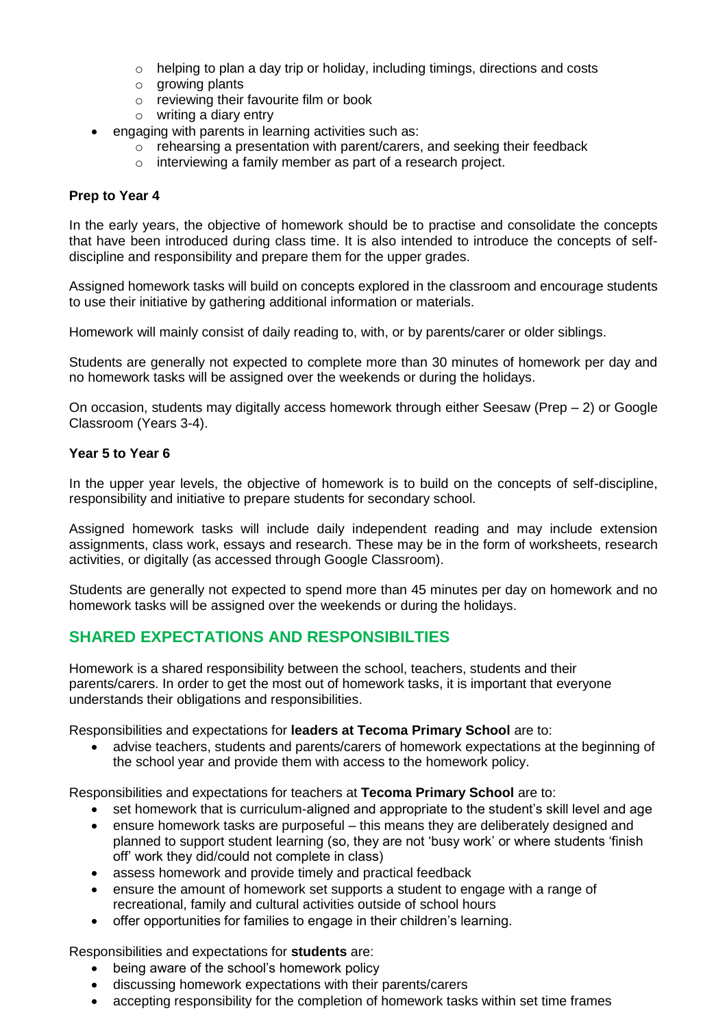- helping to plan a day trip or holiday, including timings, directions and costs
    - growing plants
    - reviewing their favourite film or book
    - writing a diary entry
- engaging with parents in learning activities such as:
    - rehearsing a presentation with parent/carers, and seeking their feedback
    - interviewing a family member as part of a research project.

**Prep to Year 4**

In the early years, the objective of homework should be to practise and consolidate the concepts that have been introduced during class time. It is also intended to introduce the concepts of self-discipline and responsibility and prepare them for the upper grades.

Assigned homework tasks will build on concepts explored in the classroom and encourage students to use their initiative by gathering additional information or materials.

Homework will mainly consist of daily reading to, with, or by parents/carer or older siblings.

Students are generally not expected to complete more than 30 minutes of homework per day and no homework tasks will be assigned over the weekends or during the holidays.

On occasion, students may digitally access homework through either Seesaw (Prep – 2) or Google Classroom (Years 3-4).

**Year 5 to Year 6**

In the upper year levels, the objective of homework is to build on the concepts of self-discipline, responsibility and initiative to prepare students for secondary school.

Assigned homework tasks will include daily independent reading and may include extension assignments, class work, essays and research. These may be in the form of worksheets, research activities, or digitally (as accessed through Google Classroom).

Students are generally not expected to spend more than 45 minutes per day on homework and no homework tasks will be assigned over the weekends or during the holidays.

## SHARED EXPECTATIONS AND RESPONSIBILTIES

Homework is a shared responsibility between the school, teachers, students and their parents/carers. In order to get the most out of homework tasks, it is important that everyone understands their obligations and responsibilities.

Responsibilities and expectations for **leaders at Tecoma Primary School** are to:

- advise teachers, students and parents/carers of homework expectations at the beginning of the school year and provide them with access to the homework policy.

Responsibilities and expectations for teachers at **Tecoma Primary School** are to:

- set homework that is curriculum-aligned and appropriate to the student's skill level and age
- ensure homework tasks are purposeful – this means they are deliberately designed and planned to support student learning (so, they are not 'busy work' or where students 'finish off' work they did/could not complete in class)
- assess homework and provide timely and practical feedback
- ensure the amount of homework set supports a student to engage with a range of recreational, family and cultural activities outside of school hours
- offer opportunities for families to engage in their children's learning.

Responsibilities and expectations for **students** are:

- being aware of the school's homework policy
- discussing homework expectations with their parents/carers
- accepting responsibility for the completion of homework tasks within set time frames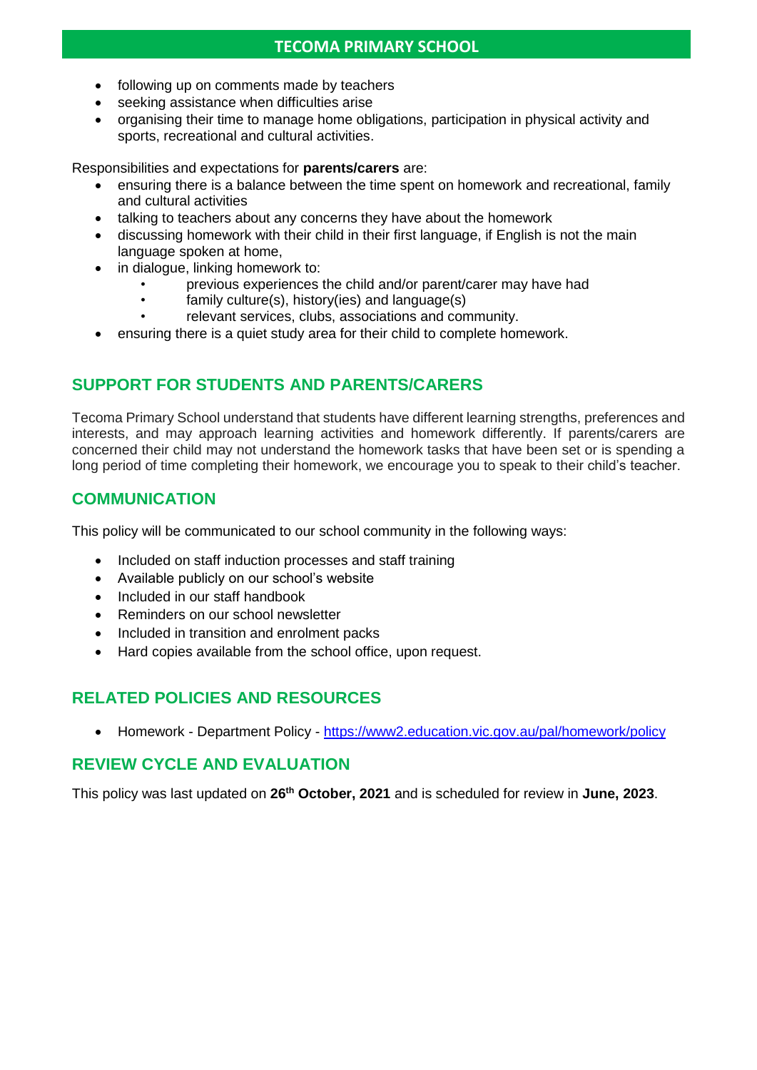- following up on comments made by teachers
- seeking assistance when difficulties arise
- organising their time to manage home obligations, participation in physical activity and sports, recreational and cultural activities.

Responsibilities and expectations for **parents/carers** are:

- ensuring there is a balance between the time spent on homework and recreational, family and cultural activities
- talking to teachers about any concerns they have about the homework
- discussing homework with their child in their first language, if English is not the main language spoken at home,
- in dialogue, linking homework to:
  - previous experiences the child and/or parent/carer may have had
  - family culture(s), history(ies) and language(s)
  - relevant services, clubs, associations and community.
- ensuring there is a quiet study area for their child to complete homework.

## SUPPORT FOR STUDENTS AND PARENTS/CARERS

Tecoma Primary School understand that students have different learning strengths, preferences and interests, and may approach learning activities and homework differently. If parents/carers are concerned their child may not understand the homework tasks that have been set or is spending a long period of time completing their homework, we encourage you to speak to their child's teacher.

## COMMUNICATION

This policy will be communicated to our school community in the following ways:

- Included on staff induction processes and staff training
- Available publicly on our school's website
- Included in our staff handbook
- Reminders on our school newsletter
- Included in transition and enrolment packs
- Hard copies available from the school office, upon request.

## RELATED POLICIES AND RESOURCES

- Homework - Department Policy - https://www2.education.vic.gov.au/pal/homework/policy

## REVIEW CYCLE AND EVALUATION

This policy was last updated on **26th October, 2021** and is scheduled for review in **June, 2023**.